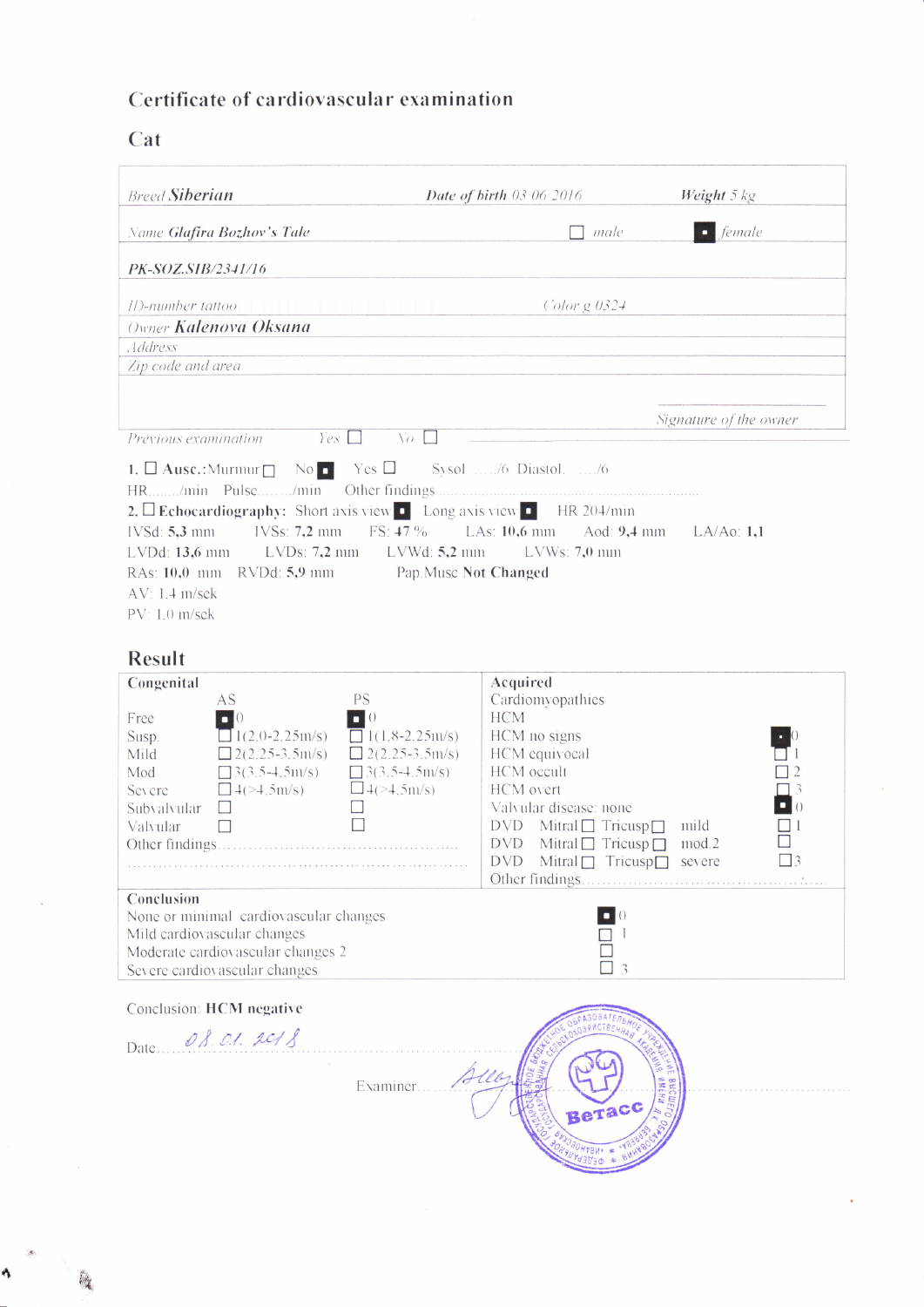# Certificate of cardiovascular examination

## Cat

| | | |
|---|---|---|
| Breed **Siberian** | **Date of birth** 03.06.2016 | **Weight** 5 kg |
| Name **Glafira Bozhov's Tale** | ☐ male | ■ female |
| **PK-SOZ.SIB/2341/16** | | |
| ID-number tattoo | Color g 0324 | |
| Owner **Kalenova Oksana** | | |
| Address | | |
| Zip code and area | | |
| | | Signature of the owner |

Previous examination Yes ☐ No ☐

1. ☐ **Ausc.**: Murmur ☐ No ■ Yes ☐ Sysol ...../6 Diastol. ...../6
HR......./min Pulse......./min Other findings .......................................

2. ☐ **Echocardiography:** Short axis view ■ Long axis view ■ HR 204/min
IVSd: **5,3** mm IVSs: **7,2** mm FS: **47** % LAs: **10,6** mm Aod: **9,4** mm LA/Ao: **1,1**
LVDd: **13,6** mm LVDs: **7,2** mm LVWd: **5,2** mm LVWs: **7,0** mm
RAs: **10,0** mm RVDd: **5,9** mm Pap.Musc **Not Changed**
AV: 1.4 m/sek
PV: 1.0 m/sek

## Result

**Congenital**

| | AS | PS |
|---|---|---|
| Free | ■ 0 | ■ 0 |
| Susp. | ☐ 1(2.0-2.25m/s) | ☐ 1(1.8-2.25m/s) |
| Mild | ☐ 2(2.25-3.5m/s) | ☐ 2(2.25-3.5m/s) |
| Mod | ☐ 3(3.5-4.5m/s) | ☐ 3(3.5-4.5m/s) |
| Severe | ☐ 4(>4.5m/s) | ☐ 4(>4.5m/s) |
| Subvalvular | ☐ | ☐ |
| Valvular | ☐ | ☐ |

Other findings .......................................................

**Acquired**

Cardiomyopathies

| HCM | |
|---|---|
| HCM no signs | ■ 0 |
| HCM equivocal | ☐ 1 |
| HCM occult | ☐ 2 |
| HCM overt | ☐ 3 |
| Valvular disease: none | ■ 0 |
| DVD Mitral ☐ Tricusp ☐ mild | ☐ 1 |
| DVD Mitral ☐ Tricusp ☐ mod.2 | ☐ |
| DVD Mitral ☐ Tricusp ☐ severe | ☐ 3 |

Other findings.......................................

**Conclusion**

| | |
|---|---|
| None or minimal cardiovascular changes | ■ 0 |
| Mild cardiovascular changes | ☐ 1 |
| Moderate cardiovascular changes 2 | ☐ |
| Severe cardiovascular changes | ☐ 3 |

Conclusion: **HCM negative**

Date........ 08.01.2018

Examiner..........

ФЕДЕРАЛЬНОЕ ГОСУДАРСТВЕННОЕ БЮДЖЕТНОЕ ОБРАЗОВАТЕЛЬНОЕ УЧРЕЖДЕНИЕ ВЫСШЕГО ОБРАЗОВАНИЯ «ИВАНОВСКАЯ ГОСУДАРСТВЕННАЯ СЕЛЬСКОХОЗЯЙСТВЕННАЯ АКАДЕМИЯ ИМЕНИ Д.К. БЕЛЯЕВА» ВеТасс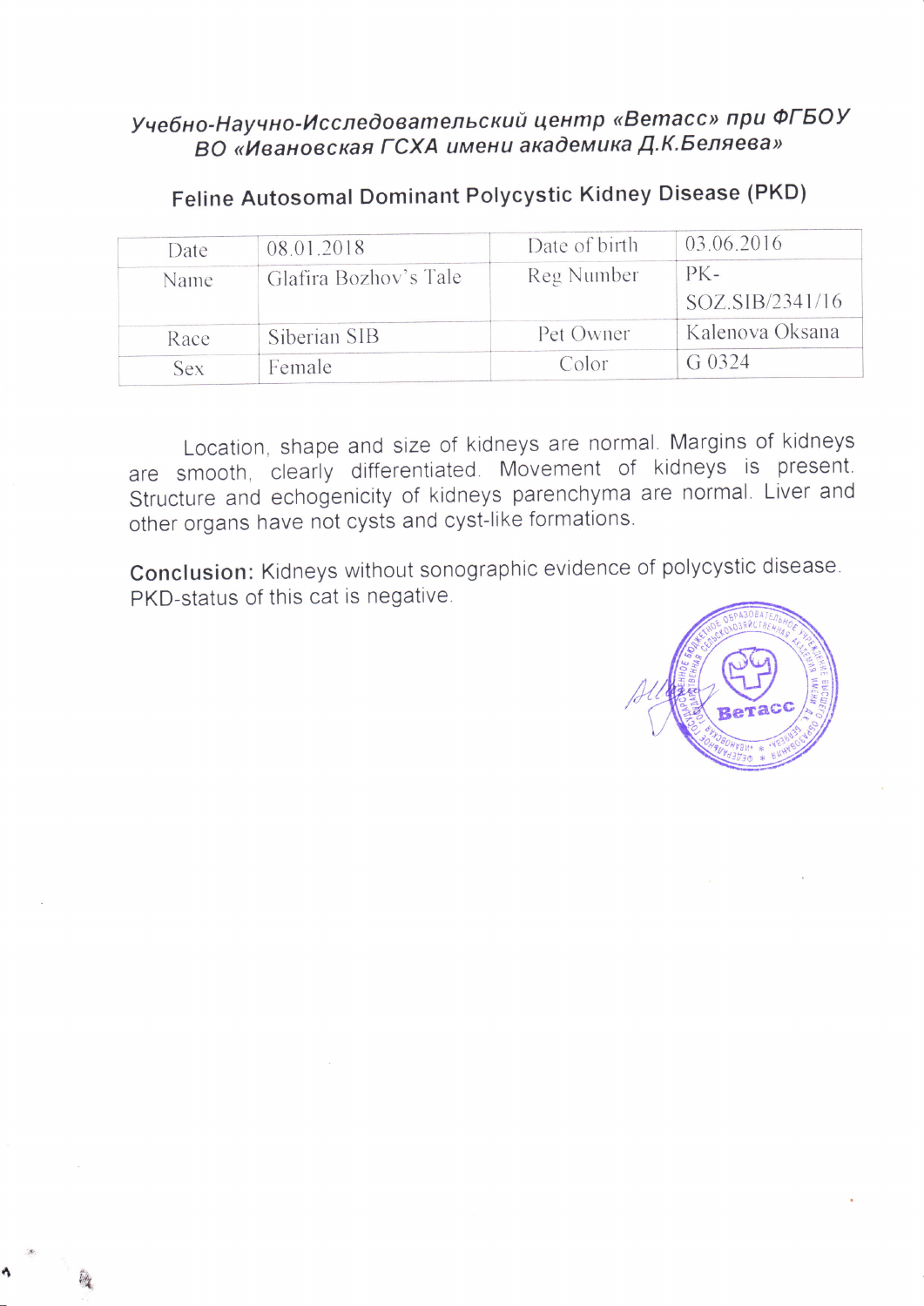*Учебно-Научно-Исследовательский центр «Ветасс» при ФГБОУ ВО «Ивановская ГСХА имени академика Д.К.Беляева»*

**Feline Autosomal Dominant Polycystic Kidney Disease (PKD)**

| | | | |
|---|---|---|---|
| Date | 08.01.2018 | Date of birth | 03.06.2016 |
| Name | Glafira Bozhov's Tale | Reg Number | PK-SOZ.SIB/2341/16 |
| Race | Siberian SIB | Pet Owner | Kalenova Oksana |
| Sex | Female | Color | G 0324 |

Location, shape and size of kidneys are normal. Margins of kidneys are smooth, clearly differentiated. Movement of kidneys is present. Structure and echogenicity of kidneys parenchyma are normal. Liver and other organs have not cysts and cyst-like formations.

**Conclusion:** Kidneys without sonographic evidence of polycystic disease. PKD-status of this cat is negative.